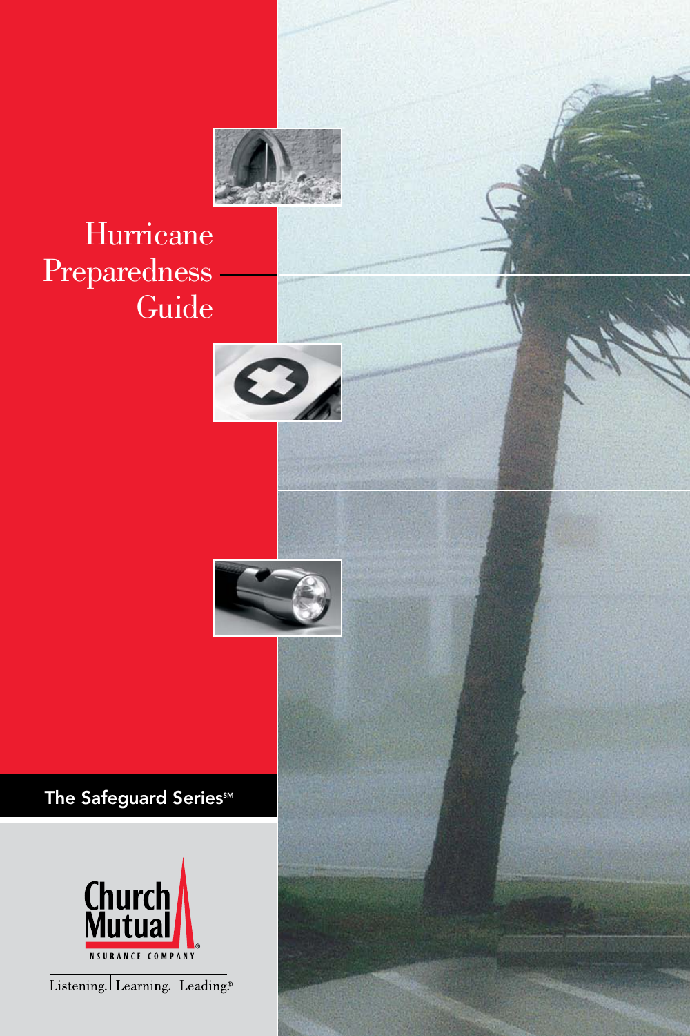# Hurricane Preparedness Guide

**The Safeguard Series℠**

Church Mutual
INSURANCE COMPANY

Listening. | Learning. | Leading.®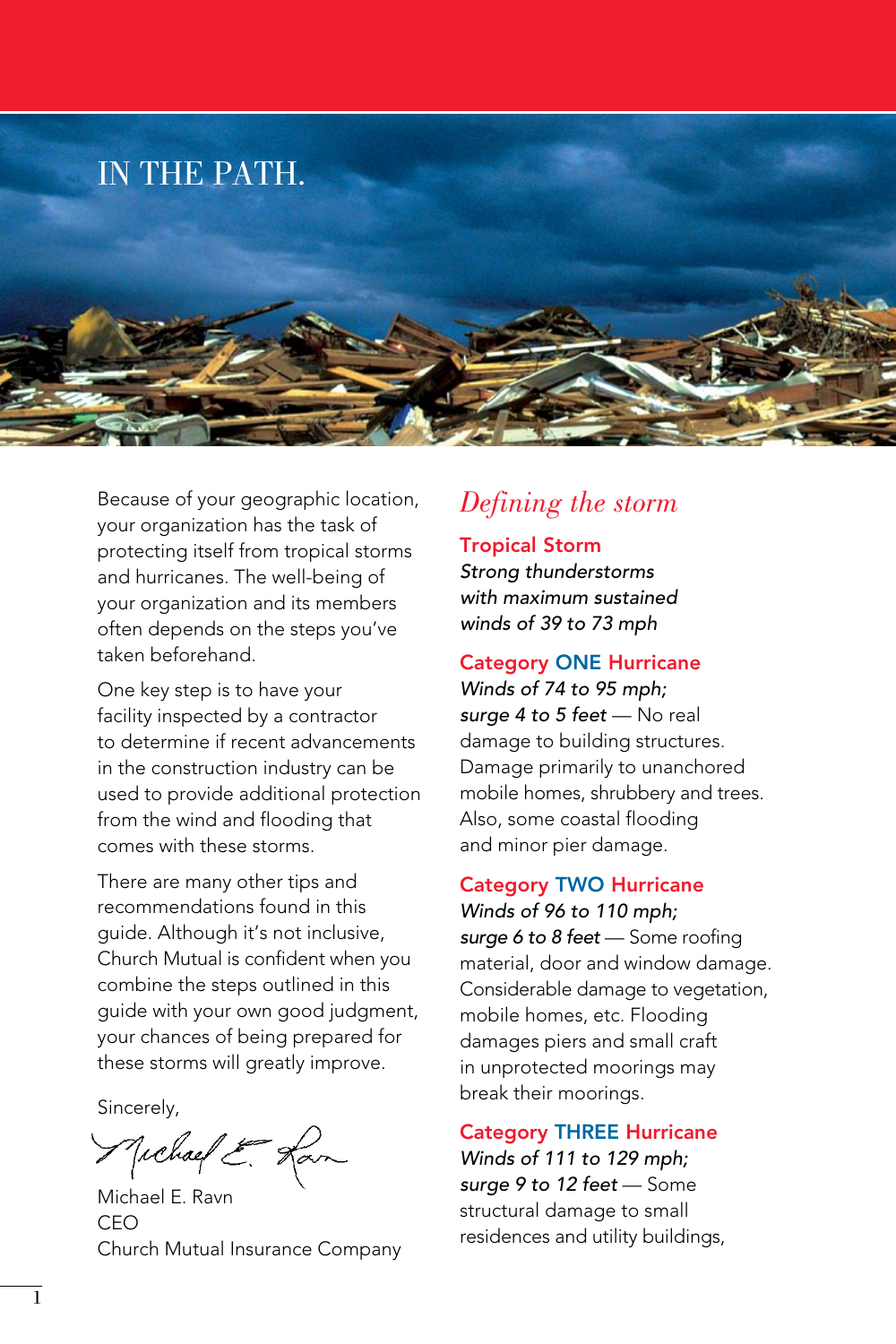# IN THE PATH.

Because of your geographic location, your organization has the task of protecting itself from tropical storms and hurricanes. The well-being of your organization and its members often depends on the steps you've taken beforehand.

One key step is to have your facility inspected by a contractor to determine if recent advancements in the construction industry can be used to provide additional protection from the wind and flooding that comes with these storms.

There are many other tips and recommendations found in this guide. Although it's not inclusive, Church Mutual is confident when you combine the steps outlined in this guide with your own good judgment, your chances of being prepared for these storms will greatly improve.

Sincerely,

Michael E. Ravn
CEO
Church Mutual Insurance Company

## *Defining the storm*

### Tropical Storm

*Strong thunderstorms with maximum sustained winds of 39 to 73 mph*

### Category ONE Hurricane

*Winds of 74 to 95 mph; surge 4 to 5 feet* — No real damage to building structures. Damage primarily to unanchored mobile homes, shrubbery and trees. Also, some coastal flooding and minor pier damage.

### Category TWO Hurricane

*Winds of 96 to 110 mph; surge 6 to 8 feet* — Some roofing material, door and window damage. Considerable damage to vegetation, mobile homes, etc. Flooding damages piers and small craft in unprotected moorings may break their moorings.

### Category THREE Hurricane

*Winds of 111 to 129 mph; surge 9 to 12 feet* — Some structural damage to small residences and utility buildings,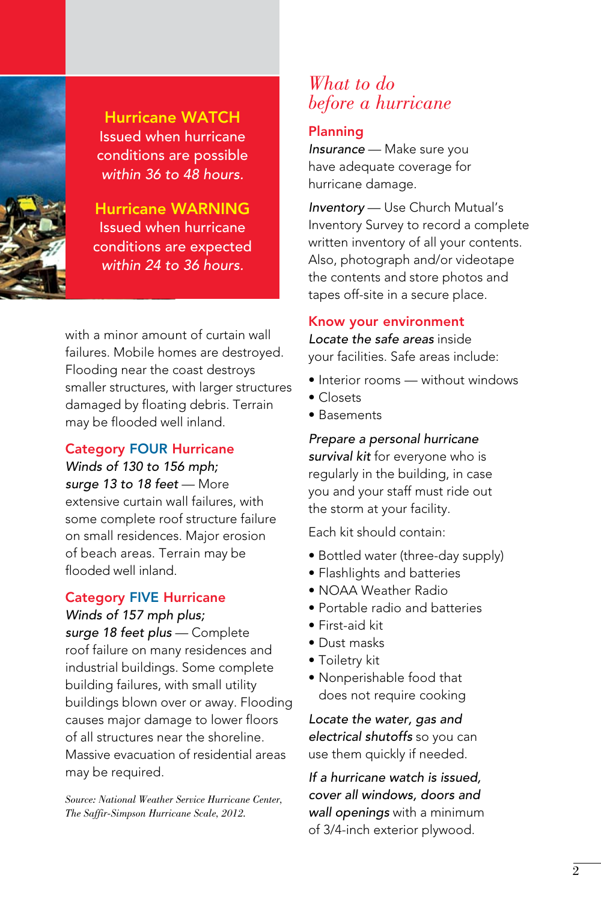**Hurricane WATCH**
Issued when hurricane conditions are possible *within 36 to 48 hours.*

**Hurricane WARNING**
Issued when hurricane conditions are expected *within 24 to 36 hours.*

with a minor amount of curtain wall failures. Mobile homes are destroyed. Flooding near the coast destroys smaller structures, with larger structures damaged by floating debris. Terrain may be flooded well inland.

### Category FOUR Hurricane

*Winds of 130 to 156 mph; surge 13 to 18 feet* — More extensive curtain wall failures, with some complete roof structure failure on small residences. Major erosion of beach areas. Terrain may be flooded well inland.

### Category FIVE Hurricane

*Winds of 157 mph plus; surge 18 feet plus* — Complete roof failure on many residences and industrial buildings. Some complete building failures, with small utility buildings blown over or away. Flooding causes major damage to lower floors of all structures near the shoreline. Massive evacuation of residential areas may be required.

*Source: National Weather Service Hurricane Center, The Saffir-Simpson Hurricane Scale, 2012.*

## What to do before a hurricane

### Planning

*Insurance* — Make sure you have adequate coverage for hurricane damage.

*Inventory* — Use Church Mutual's Inventory Survey to record a complete written inventory of all your contents. Also, photograph and/or videotape the contents and store photos and tapes off-site in a secure place.

### Know your environment

*Locate the safe areas* inside your facilities. Safe areas include:

- Interior rooms — without windows
- Closets
- Basements

*Prepare a personal hurricane survival kit* for everyone who is regularly in the building, in case you and your staff must ride out the storm at your facility.

Each kit should contain:

- Bottled water (three-day supply)
- Flashlights and batteries
- NOAA Weather Radio
- Portable radio and batteries
- First-aid kit
- Dust masks
- Toiletry kit
- Nonperishable food that does not require cooking

*Locate the water, gas and electrical shutoffs* so you can use them quickly if needed.

*If a hurricane watch is issued, cover all windows, doors and wall openings* with a minimum of 3/4-inch exterior plywood.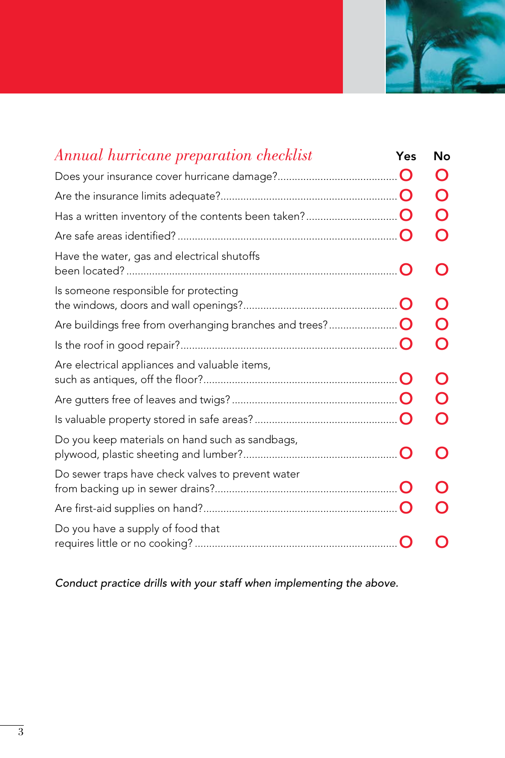## *Annual hurricane preparation checklist*

| | Yes | No |
|---|---|---|
| Does your insurance cover hurricane damage? | O | O |
| Are the insurance limits adequate? | O | O |
| Has a written inventory of the contents been taken? | O | O |
| Are safe areas identified? | O | O |
| Have the water, gas and electrical shutoffs been located? | O | O |
| Is someone responsible for protecting the windows, doors and wall openings? | O | O |
| Are buildings free from overhanging branches and trees? | O | O |
| Is the roof in good repair? | O | O |
| Are electrical appliances and valuable items, such as antiques, off the floor? | O | O |
| Are gutters free of leaves and twigs? | O | O |
| Is valuable property stored in safe areas? | O | O |
| Do you keep materials on hand such as sandbags, plywood, plastic sheeting and lumber? | O | O |
| Do sewer traps have check valves to prevent water from backing up in sewer drains? | O | O |
| Are first-aid supplies on hand? | O | O |
| Do you have a supply of food that requires little or no cooking? | O | O |

*Conduct practice drills with your staff when implementing the above.*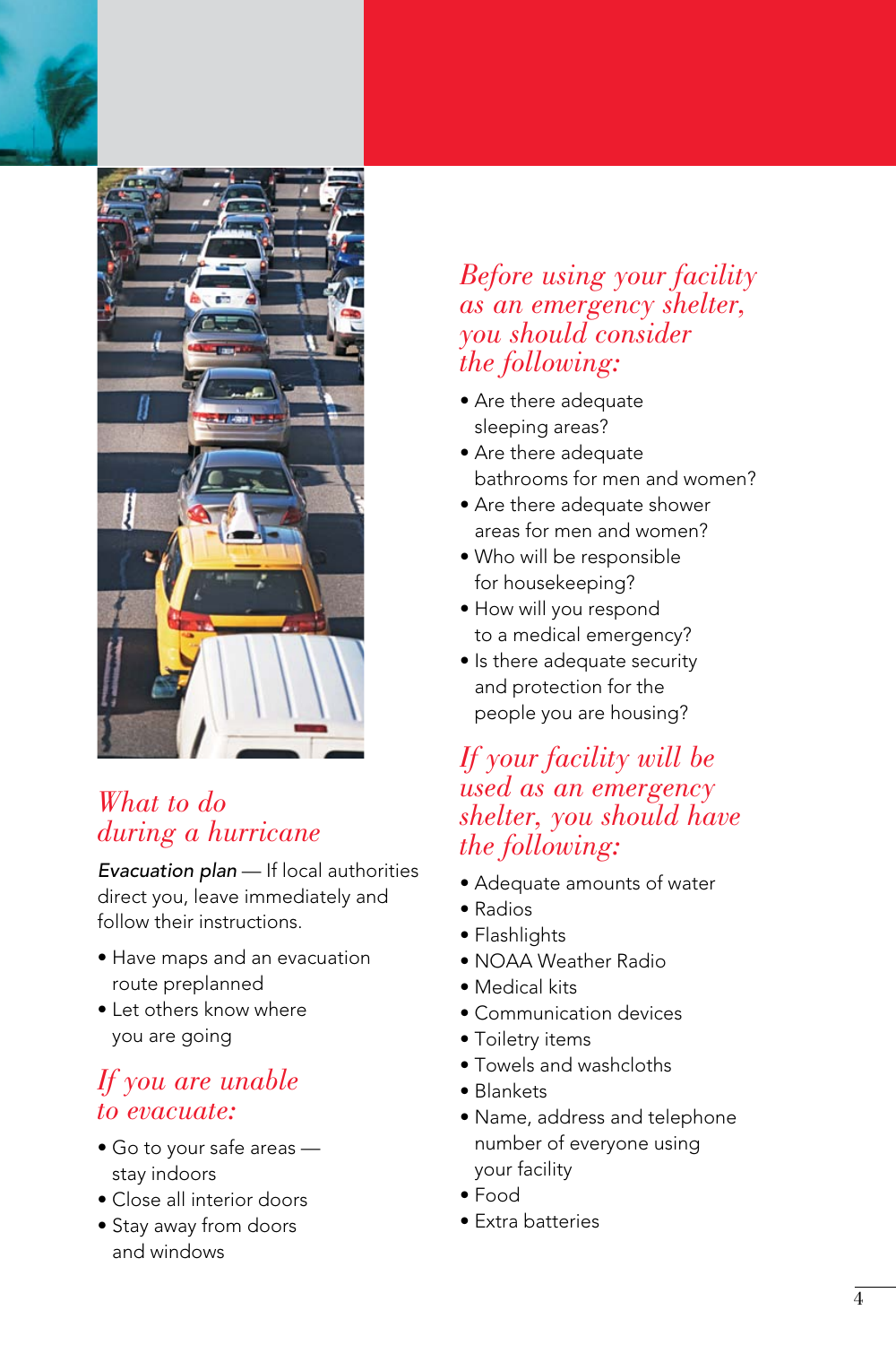## What to do during a hurricane

*Evacuation plan* — If local authorities direct you, leave immediately and follow their instructions.

- Have maps and an evacuation route preplanned
- Let others know where you are going

## If you are unable to evacuate:

- Go to your safe areas — stay indoors
- Close all interior doors
- Stay away from doors and windows

## Before using your facility as an emergency shelter, you should consider the following:

- Are there adequate sleeping areas?
- Are there adequate bathrooms for men and women?
- Are there adequate shower areas for men and women?
- Who will be responsible for housekeeping?
- How will you respond to a medical emergency?
- Is there adequate security and protection for the people you are housing?

## If your facility will be used as an emergency shelter, you should have the following:

- Adequate amounts of water
- Radios
- Flashlights
- NOAA Weather Radio
- Medical kits
- Communication devices
- Toiletry items
- Towels and washcloths
- Blankets
- Name, address and telephone number of everyone using your facility
- Food
- Extra batteries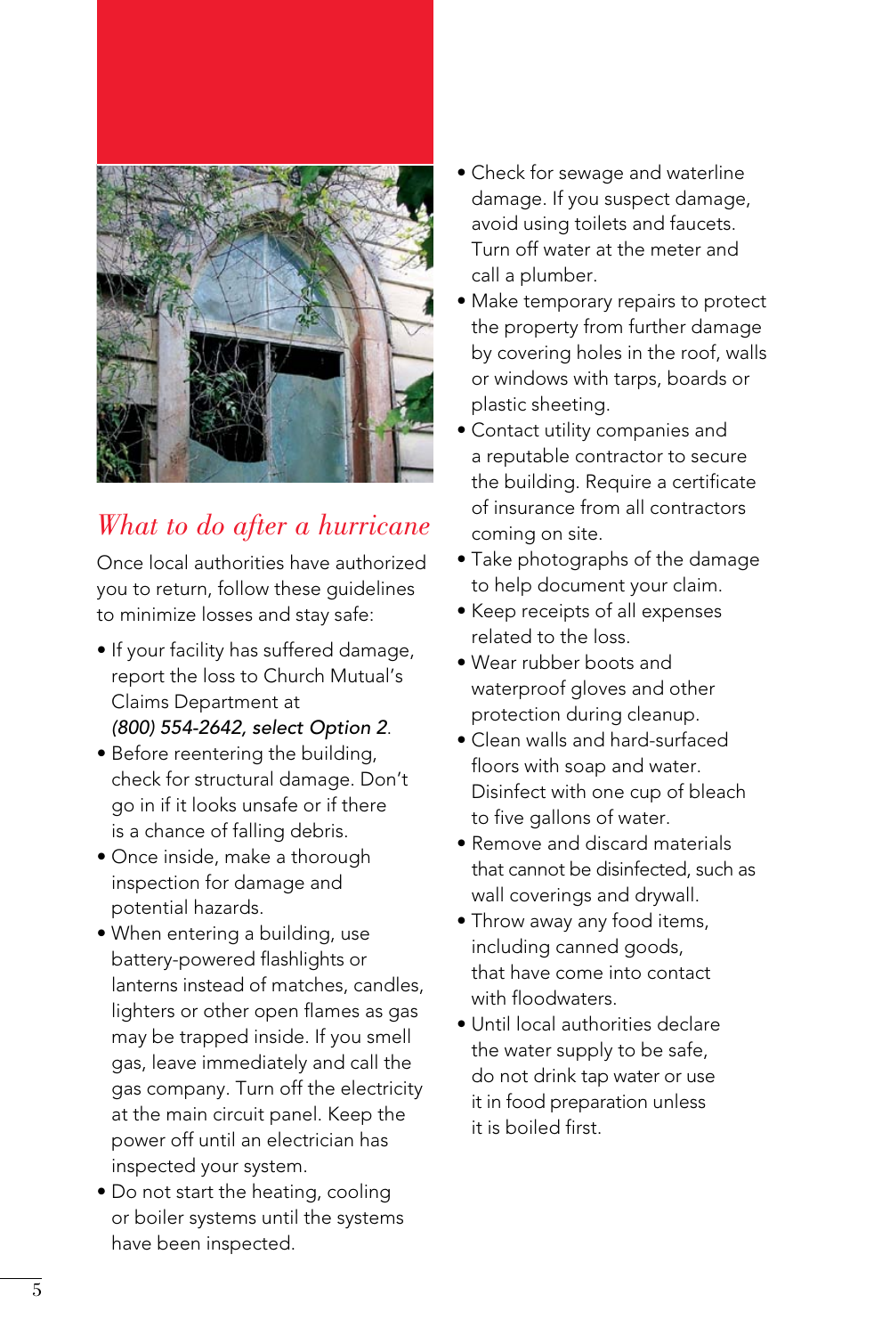## *What to do after a hurricane*

Once local authorities have authorized you to return, follow these guidelines to minimize losses and stay safe:

- If your facility has suffered damage, report the loss to Church Mutual's Claims Department at *(800) 554-2642, select Option 2*.
- Before reentering the building, check for structural damage. Don't go in if it looks unsafe or if there is a chance of falling debris.
- Once inside, make a thorough inspection for damage and potential hazards.
- When entering a building, use battery-powered flashlights or lanterns instead of matches, candles, lighters or other open flames as gas may be trapped inside. If you smell gas, leave immediately and call the gas company. Turn off the electricity at the main circuit panel. Keep the power off until an electrician has inspected your system.
- Do not start the heating, cooling or boiler systems until the systems have been inspected.
- Check for sewage and waterline damage. If you suspect damage, avoid using toilets and faucets. Turn off water at the meter and call a plumber.
- Make temporary repairs to protect the property from further damage by covering holes in the roof, walls or windows with tarps, boards or plastic sheeting.
- Contact utility companies and a reputable contractor to secure the building. Require a certificate of insurance from all contractors coming on site.
- Take photographs of the damage to help document your claim.
- Keep receipts of all expenses related to the loss.
- Wear rubber boots and waterproof gloves and other protection during cleanup.
- Clean walls and hard-surfaced floors with soap and water. Disinfect with one cup of bleach to five gallons of water.
- Remove and discard materials that cannot be disinfected, such as wall coverings and drywall.
- Throw away any food items, including canned goods, that have come into contact with floodwaters.
- Until local authorities declare the water supply to be safe, do not drink tap water or use it in food preparation unless it is boiled first.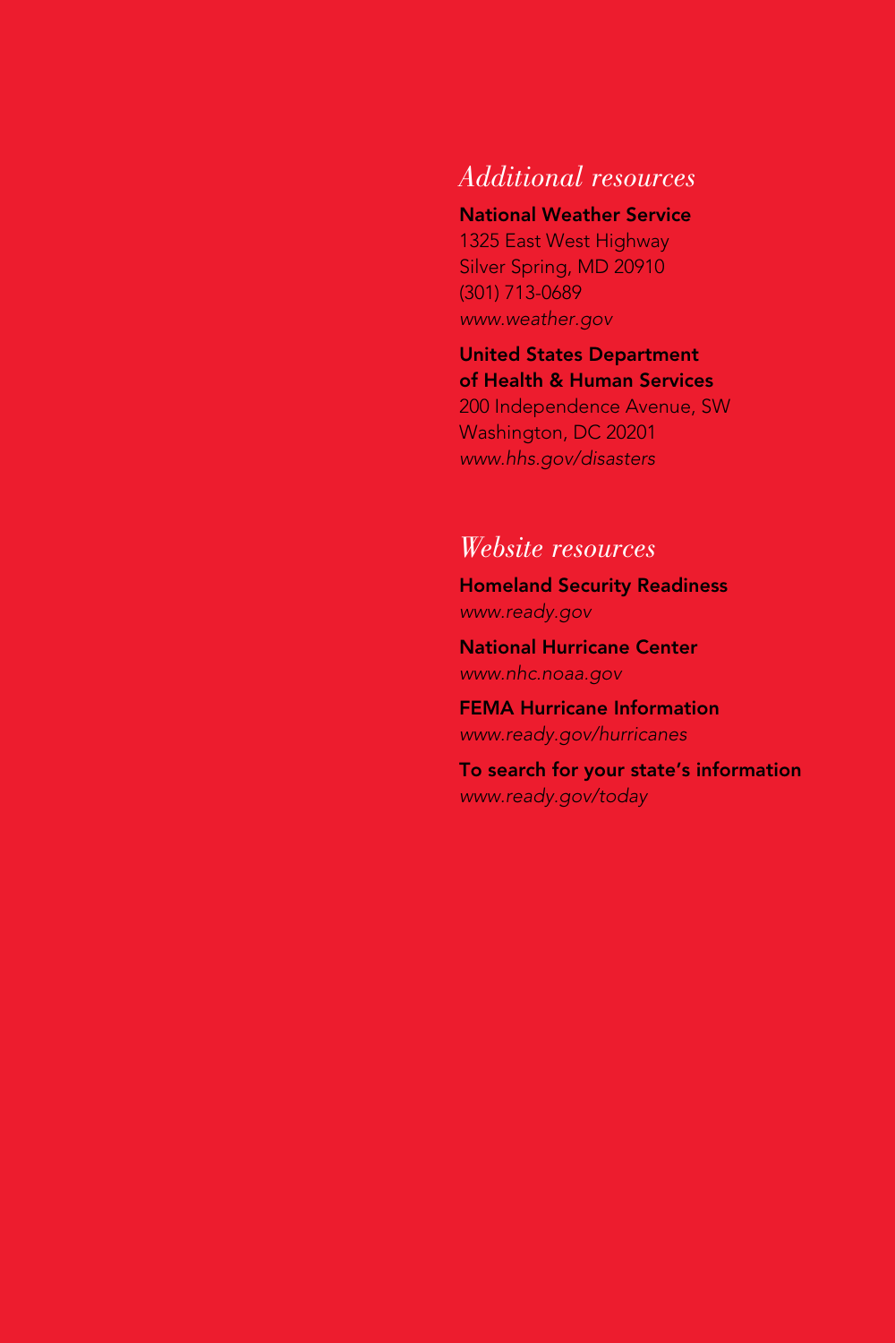## *Additional resources*

**National Weather Service**
1325 East West Highway
Silver Spring, MD 20910
(301) 713-0689
*www.weather.gov*

**United States Department of Health & Human Services**
200 Independence Avenue, SW
Washington, DC 20201
*www.hhs.gov/disasters*

## *Website resources*

**Homeland Security Readiness**
*www.ready.gov*

**National Hurricane Center**
*www.nhc.noaa.gov*

**FEMA Hurricane Information**
*www.ready.gov/hurricanes*

**To search for your state's information**
*www.ready.gov/today*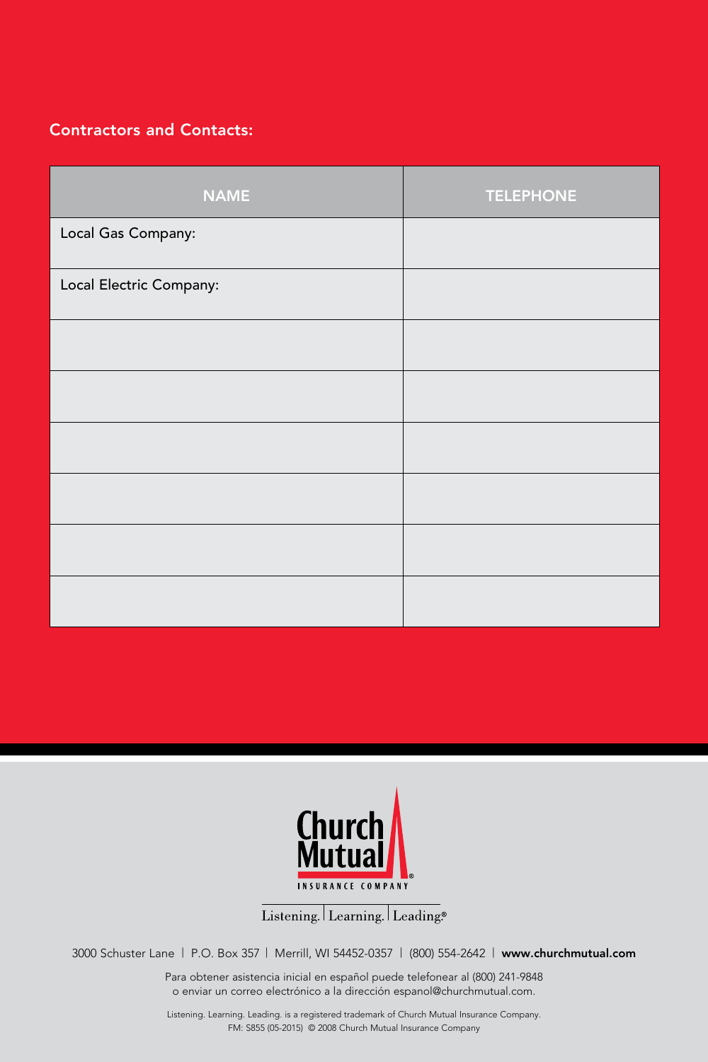## Contractors and Contacts:

| NAME | TELEPHONE |
| --- | --- |
| Local Gas Company: | |
| Local Electric Company: | |
| | |
| | |
| | |
| | |
| | |
| | |

Church Mutual INSURANCE COMPANY

Listening. | Learning. | Leading.®

3000 Schuster Lane | P.O. Box 357 | Merrill, WI 54452-0357 | (800) 554-2642 | **www.churchmutual.com**

Para obtener asistencia inicial en español puede telefonear al (800) 241-9848 o enviar un correo electrónico a la dirección espanol@churchmutual.com.

Listening. Learning. Leading. is a registered trademark of Church Mutual Insurance Company.
FM: S855 (05-2015) © 2008 Church Mutual Insurance Company